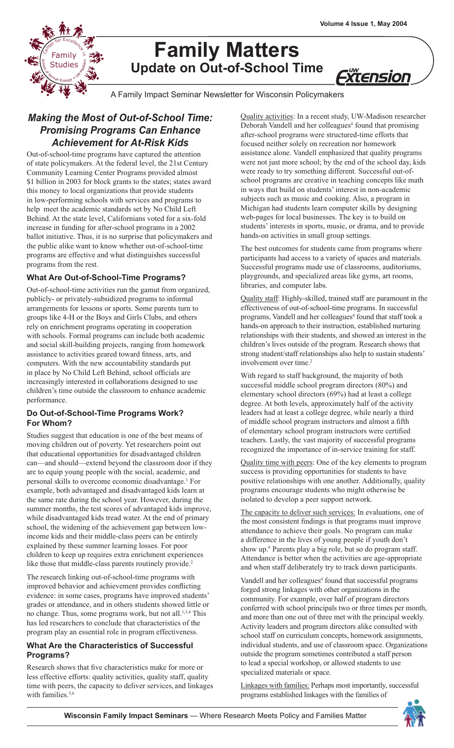# Family Matters

## Update on Out-of-School Time

A Family Impact Seminar Newsletter for Wisconsin Policymakers

## *Making the Most of Out-of-School Time: Promising Programs Can Enhance Achievement for At-Risk Kids*

Out-of-school-time programs have captured the attention of state policymakers. At the federal level, the 21st Century Community Learning Center Programs provided almost $1 billion in 2003 for block grants to the states; states award this money to local organizations that provide students in low-performing schools with services and programs to help meet the academic standards set by No Child Left Behind. At the state level, Californians voted for a six-fold increase in funding for after-school programs in a 2002 ballot initiative. Thus, it is no surprise that policymakers and the public alike want to know whether out-of-school-time programs are effective and what distinguishes successful programs from the rest.

### What Are Out-of-School-Time Programs?

Out-of-school-time activities run the gamut from organized, publicly- or privately-subsidized programs to informal arrangements for lessons or sports. Some parents turn to groups like 4-H or the Boys and Girls Clubs, and others rely on enrichment programs operating in cooperation with schools. Formal programs can include both academic and social skill-building projects, ranging from homework assistance to activities geared toward fitness, arts, and computers. With the new accountability standards put in place by No Child Left Behind, school officials are increasingly interested in collaborations designed to use children's time outside the classroom to enhance academic performance.

### Do Out-of-School-Time Programs Work? For Whom?

Studies suggest that education is one of the best means of moving children out of poverty. Yet researchers point out that educational opportunities for disadvantaged children can—and should—extend beyond the classroom door if they are to equip young people with the social, academic, and personal skills to overcome economic disadvantage.[1] For example, both advantaged and disadvantaged kids learn at the same rate during the school year. However, during the summer months, the test scores of advantaged kids improve, while disadvantaged kids tread water. At the end of primary school, the widening of the achievement gap between low-income kids and their middle-class peers can be entirely explained by these summer learning losses. For poor children to keep up requires extra enrichment experiences like those that middle-class parents routinely provide.[2]

The research linking out-of-school-time programs with improved behavior and achievement provides conflicting evidence: in some cases, programs have improved students' grades or attendance, and in others students showed little or no change. Thus, some programs work, but not all.[1,3,4] This has led researchers to conclude that characteristics of the program play an essential role in program effectiveness.

### What Are the Characteristics of Successful Programs?

Research shows that five characteristics make for more or less effective efforts: quality activities, quality staff, quality time with peers, the capacity to deliver services, and linkages with families.[5,6]

Quality activities: In a recent study, UW-Madison researcher Deborah Vandell and her colleagues[4] found that promising after-school programs were structured-time efforts that focused neither solely on recreation nor homework assistance alone. Vandell emphasized that quality programs were not just more school; by the end of the school day, kids were ready to try something different. Successful out-of-school programs are creative in teaching concepts like math in ways that build on students' interest in non-academic subjects such as music and cooking. Also, a program in Michigan had students learn computer skills by designing web-pages for local businesses. The key is to build on students' interests in sports, music, or drama, and to provide hands-on activities in small group settings.

The best outcomes for students came from programs where participants had access to a variety of spaces and materials. Successful programs made use of classrooms, auditoriums, playgrounds, and specialized areas like gyms, art rooms, libraries, and computer labs.

Quality staff: Highly-skilled, trained staff are paramount in the effectiveness of out-of-school-time programs. In successful programs, Vandell and her colleagues[4] found that staff took a hands-on approach to their instruction, established nurturing relationships with their students, and showed an interest in the children's lives outside of the program. Research shows that strong student/staff relationships also help to sustain students' involvement over time.[2]

With regard to staff background, the majority of both successful middle school program directors (80%) and elementary school directors (69%) had at least a college degree. At both levels, approximately half of the activity leaders had at least a college degree, while nearly a third of middle school program instructors and almost a fifth of elementary school program instructors were certified teachers. Lastly, the vast majority of successful programs recognized the importance of in-service training for staff.

Quality time with peers: One of the key elements to program success is providing opportunities for students to have positive relationships with one another. Additionally, quality programs encourage students who might otherwise be isolated to develop a peer support network.

The capacity to deliver such services: In evaluations, one of the most consistent findings is that programs must improve attendance to achieve their goals. No program can make a difference in the lives of young people if youth don't show up.[6] Parents play a big role, but so do program staff. Attendance is better when the activities are age-appropriate and when staff deliberately try to track down participants.

Vandell and her colleagues[4] found that successful programs forged strong linkages with other organizations in the community. For example, over half of program directors conferred with school principals two or three times per month, and more than one out of three met with the principal weekly. Activity leaders and program directors alike consulted with school staff on curriculum concepts, homework assignments, individual students, and use of classroom space. Organizations outside the program sometimes contributed a staff person to lead a special workshop, or allowed students to use specialized materials or space.

Linkages with families: Perhaps most importantly, successful programs established linkages with the families of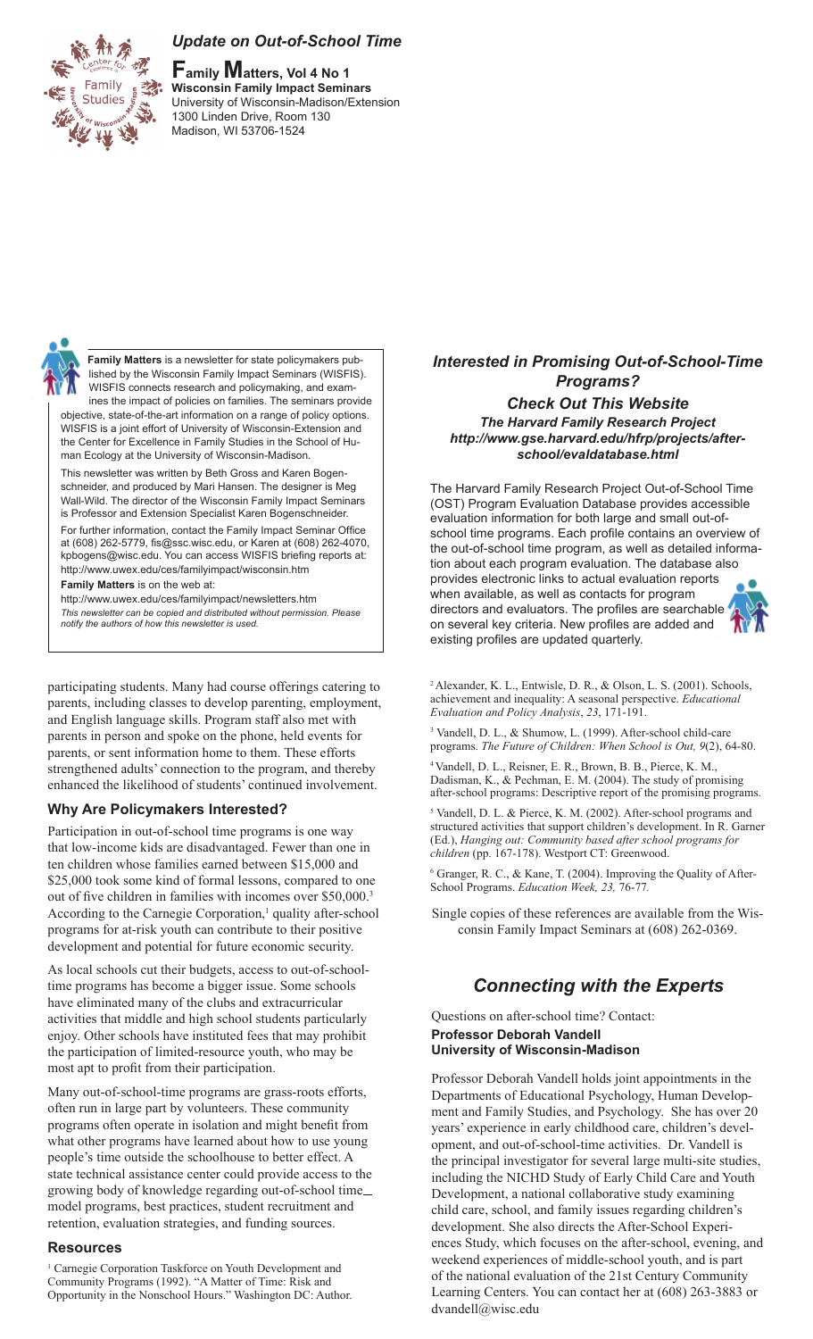## *Update on Out-of-School Time*

**Family Matters, Vol 4 No 1**
**Wisconsin Family Impact Seminars**
University of Wisconsin-Madison/Extension
1300 Linden Drive, Room 130
Madison, WI 53706-1524

**Family Matters** is a newsletter for state policymakers published by the Wisconsin Family Impact Seminars (WISFIS). WISFIS connects research and policymaking, and examines the impact of policies on families. The seminars provide objective, state-of-the-art information on a range of policy options. WISFIS is a joint effort of University of Wisconsin-Extension and the Center for Excellence in Family Studies in the School of Human Ecology at the University of Wisconsin-Madison.

This newsletter was written by Beth Gross and Karen Bogenschneider, and produced by Mari Hansen. The designer is Meg Wall-Wild. The director of the Wisconsin Family Impact Seminars is Professor and Extension Specialist Karen Bogenschneider.

For further information, contact the Family Impact Seminar Office at (608) 262-5779, fis@ssc.wisc.edu, or Karen at (608) 262-4070, kpbogens@wisc.edu. You can access WISFIS briefing reports at: http://www.uwex.edu/ces/familyimpact/wisconsin.htm

**Family Matters** is on the web at:
http://www.uwex.edu/ces/familyimpact/newsletters.htm

*This newsletter can be copied and distributed without permission. Please notify the authors of how this newsletter is used.*

participating students. Many had course offerings catering to parents, including classes to develop parenting, employment, and English language skills. Program staff also met with parents in person and spoke on the phone, held events for parents, or sent information home to them. These efforts strengthened adults' connection to the program, and thereby enhanced the likelihood of students' continued involvement.

### Why Are Policymakers Interested?

Participation in out-of-school time programs is one way that low-income kids are disadvantaged. Fewer than one in ten children whose families earned between $15,000 and $25,000 took some kind of formal lessons, compared to one out of five children in families with incomes over $50,000.[3] According to the Carnegie Corporation,[1] quality after-school programs for at-risk youth can contribute to their positive development and potential for future economic security.

As local schools cut their budgets, access to out-of-school-time programs has become a bigger issue. Some schools have eliminated many of the clubs and extracurricular activities that middle and high school students particularly enjoy. Other schools have instituted fees that may prohibit the participation of limited-resource youth, who may be most apt to profit from their participation.

Many out-of-school-time programs are grass-roots efforts, often run in large part by volunteers. These community programs often operate in isolation and might benefit from what other programs have learned about how to use young people's time outside the schoolhouse to better effect. A state technical assistance center could provide access to the growing body of knowledge regarding out-of-school time model programs, best practices, student recruitment and retention, evaluation strategies, and funding sources.

### Resources

[1] Carnegie Corporation Taskforce on Youth Development and Community Programs (1992). "A Matter of Time: Risk and Opportunity in the Nonschool Hours." Washington DC: Author.

[2] Alexander, K. L., Entwisle, D. R., & Olson, L. S. (2001). Schools, achievement and inequality: A seasonal perspective. *Educational Evaluation and Policy Analysis*, *23*, 171-191.

[3] Vandell, D. L., & Shumow, L. (1999). After-school child-care programs. *The Future of Children: When School is Out, 9*(2), 64-80.

[4] Vandell, D. L., Reisner, E. R., Brown, B. B., Pierce, K. M., Dadisman, K., & Pechman, E. M. (2004). The study of promising after-school programs: Descriptive report of the promising programs.

[5] Vandell, D. L. & Pierce, K. M. (2002). After-school programs and structured activities that support children's development. In R. Garner (Ed.), *Hanging out: Community based after school programs for children* (pp. 167-178). Westport CT: Greenwood.

[6] Granger, R. C., & Kane, T. (2004). Improving the Quality of After-School Programs. *Education Week, 23,* 76-77.

Single copies of these references are available from the Wisconsin Family Impact Seminars at (608) 262-0369.

## *Interested in Promising Out-of-School-Time Programs? Check Out This Website*

***The Harvard Family Research Project***
***http://www.gse.harvard.edu/hfrp/projects/afterschool/evaldatabase.html***

The Harvard Family Research Project Out-of-School Time (OST) Program Evaluation Database provides accessible evaluation information for both large and small out-of-school time programs. Each profile contains an overview of the out-of-school time program, as well as detailed information about each program evaluation. The database also provides electronic links to actual evaluation reports when available, as well as contacts for program directors and evaluators. The profiles are searchable on several key criteria. New profiles are added and existing profiles are updated quarterly.

## *Connecting with the Experts*

Questions on after-school time? Contact:
**Professor Deborah Vandell**
**University of Wisconsin-Madison**

Professor Deborah Vandell holds joint appointments in the Departments of Educational Psychology, Human Development and Family Studies, and Psychology. She has over 20 years' experience in early childhood care, children's development, and out-of-school-time activities. Dr. Vandell is the principal investigator for several large multi-site studies, including the NICHD Study of Early Child Care and Youth Development, a national collaborative study examining child care, school, and family issues regarding children's development. She also directs the After-School Experiences Study, which focuses on the after-school, evening, and weekend experiences of middle-school youth, and is part of the national evaluation of the 21st Century Community Learning Centers. You can contact her at (608) 263-3883 or dvandell@wisc.edu